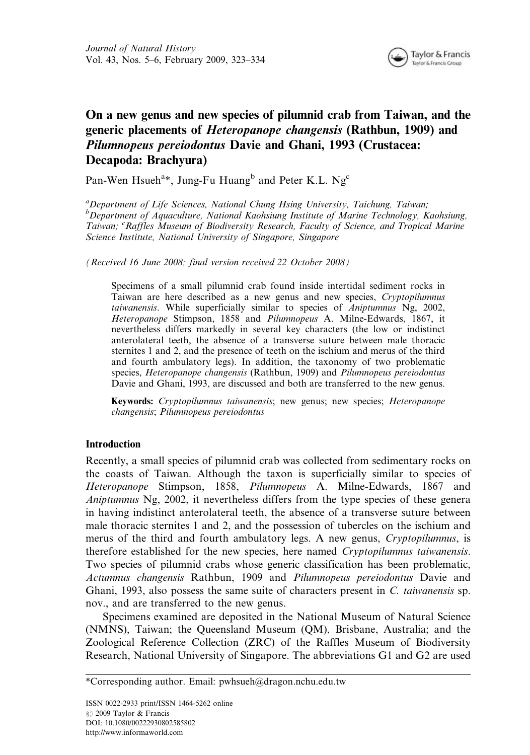# On a new genus and new species of pilumnid crab from Taiwan, and the generic placements of *Heteropanope changensis* (Rathbun, 1909) and *Pilumnopeus pereiodontus* Davie and Ghani, 1993 (Crustacea: Decapoda: Brachyura)

Pan-Wen Hsueh[a]*, Jung-Fu Huang[b] and Peter K.L. Ng[c]

[a]*Department of Life Sciences, National Chung Hsing University, Taichung, Taiwan;* [b]*Department of Aquaculture, National Kaohsiung Institute of Marine Technology, Kaohsiung, Taiwan;* [c]*Raffles Museum of Biodiversity Research, Faculty of Science, and Tropical Marine Science Institute, National University of Singapore, Singapore*

*(Received 16 June 2008; final version received 22 October 2008)*

Specimens of a small pilumnid crab found inside intertidal sediment rocks in Taiwan are here described as a new genus and new species, *Cryptopilumnus taiwanensis*. While superficially similar to species of *Aniptumnus* Ng, 2002, *Heteropanope* Stimpson, 1858 and *Pilumnopeus* A. Milne-Edwards, 1867, it nevertheless differs markedly in several key characters (the low or indistinct anterolateral teeth, the absence of a transverse suture between male thoracic sternites 1 and 2, and the presence of teeth on the ischium and merus of the third and fourth ambulatory legs). In addition, the taxonomy of two problematic species, *Heteropanope changensis* (Rathbun, 1909) and *Pilumnopeus pereiodontus* Davie and Ghani, 1993, are discussed and both are transferred to the new genus.

**Keywords:** *Cryptopilumnus taiwanensis*; new genus; new species; *Heteropanope changensis*; *Pilumnopeus pereiodontus*

## Introduction

Recently, a small species of pilumnid crab was collected from sedimentary rocks on the coasts of Taiwan. Although the taxon is superficially similar to species of *Heteropanope* Stimpson, 1858, *Pilumnopeus* A. Milne-Edwards, 1867 and *Aniptumnus* Ng, 2002, it nevertheless differs from the type species of these genera in having indistinct anterolateral teeth, the absence of a transverse suture between male thoracic sternites 1 and 2, and the possession of tubercles on the ischium and merus of the third and fourth ambulatory legs. A new genus, *Cryptopilumnus*, is therefore established for the new species, here named *Cryptopilumnus taiwanensis*. Two species of pilumnid crabs whose generic classification has been problematic, *Actumnus changensis* Rathbun, 1909 and *Pilumnopeus pereiodontus* Davie and Ghani, 1993, also possess the same suite of characters present in *C. taiwanensis* sp. nov., and are transferred to the new genus.

Specimens examined are deposited in the National Museum of Natural Science (NMNS), Taiwan; the Queensland Museum (QM), Brisbane, Australia; and the Zoological Reference Collection (ZRC) of the Raffles Museum of Biodiversity Research, National University of Singapore. The abbreviations G1 and G2 are used

*Corresponding author. Email: pwhsueh@dragon.nchu.edu.tw

ISSN 0022-2933 print/ISSN 1464-5262 online
© 2009 Taylor & Francis
DOI: 10.1080/00222930802585802
http://www.informaworld.com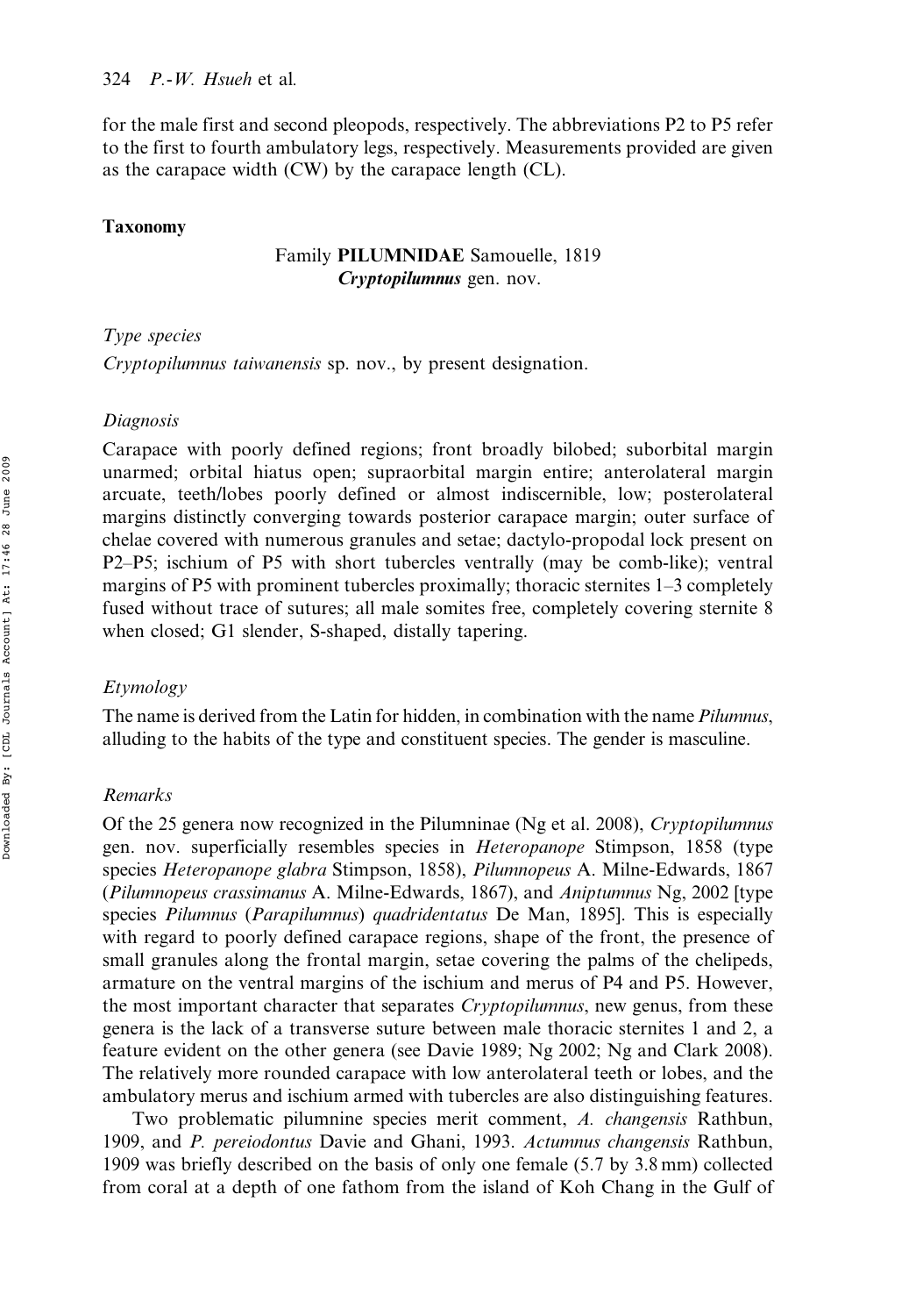for the male first and second pleopods, respectively. The abbreviations P2 to P5 refer to the first to fourth ambulatory legs, respectively. Measurements provided are given as the carapace width (CW) by the carapace length (CL).

## Taxonomy

Family **PILUMNIDAE** Samouelle, 1819

***Cryptopilumnus*** **gen. nov.**

### *Type species*

*Cryptopilumnus taiwanensis* sp. nov., by present designation.

### *Diagnosis*

Carapace with poorly defined regions; front broadly bilobed; suborbital margin unarmed; orbital hiatus open; supraorbital margin entire; anterolateral margin arcuate, teeth/lobes poorly defined or almost indiscernible, low; posterolateral margins distinctly converging towards posterior carapace margin; outer surface of chelae covered with numerous granules and setae; dactylo-propodal lock present on P2–P5; ischium of P5 with short tubercles ventrally (may be comb-like); ventral margins of P5 with prominent tubercles proximally; thoracic sternites 1–3 completely fused without trace of sutures; all male somites free, completely covering sternite 8 when closed; G1 slender, S-shaped, distally tapering.

### *Etymology*

The name is derived from the Latin for hidden, in combination with the name *Pilumnus*, alluding to the habits of the type and constituent species. The gender is masculine.

### *Remarks*

Of the 25 genera now recognized in the Pilumninae (Ng et al. 2008), *Cryptopilumnus* gen. nov. superficially resembles species in *Heteropanope* Stimpson, 1858 (type species *Heteropanope glabra* Stimpson, 1858), *Pilumnopeus* A. Milne-Edwards, 1867 (*Pilumnopeus crassimanus* A. Milne-Edwards, 1867), and *Aniptumnus* Ng, 2002 [type species *Pilumnus* (*Parapilumnus*) *quadridentatus* De Man, 1895]. This is especially with regard to poorly defined carapace regions, shape of the front, the presence of small granules along the frontal margin, setae covering the palms of the chelipeds, armature on the ventral margins of the ischium and merus of P4 and P5. However, the most important character that separates *Cryptopilumnus*, new genus, from these genera is the lack of a transverse suture between male thoracic sternites 1 and 2, a feature evident on the other genera (see Davie 1989; Ng 2002; Ng and Clark 2008). The relatively more rounded carapace with low anterolateral teeth or lobes, and the ambulatory merus and ischium armed with tubercles are also distinguishing features.

Two problematic pilumnine species merit comment, *A. changensis* Rathbun, 1909, and *P. pereiodontus* Davie and Ghani, 1993. *Actumnus changensis* Rathbun, 1909 was briefly described on the basis of only one female (5.7 by 3.8 mm) collected from coral at a depth of one fathom from the island of Koh Chang in the Gulf of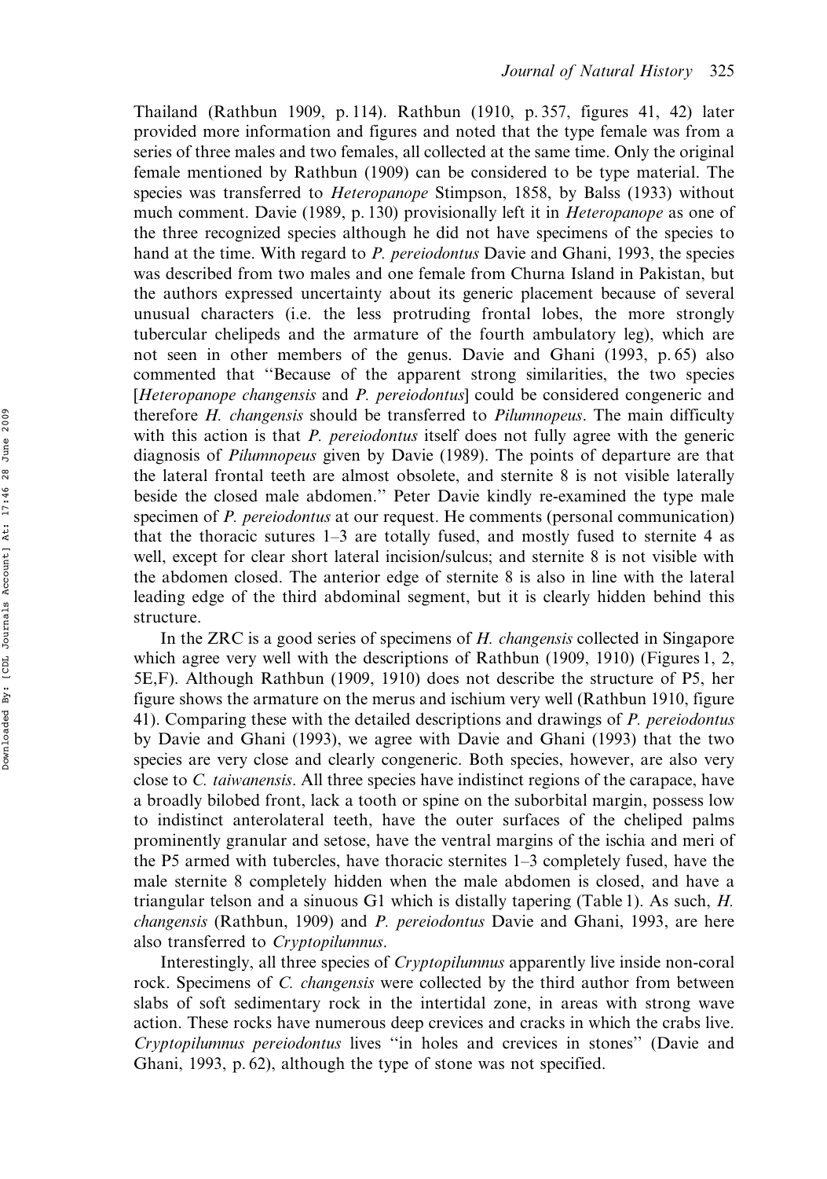Thailand (Rathbun 1909, p. 114). Rathbun (1910, p. 357, figures 41, 42) later provided more information and figures and noted that the type female was from a series of three males and two females, all collected at the same time. Only the original female mentioned by Rathbun (1909) can be considered to be type material. The species was transferred to *Heteropanope* Stimpson, 1858, by Balss (1933) without much comment. Davie (1989, p. 130) provisionally left it in *Heteropanope* as one of the three recognized species although he did not have specimens of the species to hand at the time. With regard to *P. pereiodontus* Davie and Ghani, 1993, the species was described from two males and one female from Churna Island in Pakistan, but the authors expressed uncertainty about its generic placement because of several unusual characters (i.e. the less protruding frontal lobes, the more strongly tubercular chelipeds and the armature of the fourth ambulatory leg), which are not seen in other members of the genus. Davie and Ghani (1993, p. 65) also commented that "Because of the apparent strong similarities, the two species [*Heteropanope changensis* and *P. pereiodontus*] could be considered congeneric and therefore *H. changensis* should be transferred to *Pilumnopeus*. The main difficulty with this action is that *P. pereiodontus* itself does not fully agree with the generic diagnosis of *Pilumnopeus* given by Davie (1989). The points of departure are that the lateral frontal teeth are almost obsolete, and sternite 8 is not visible laterally beside the closed male abdomen." Peter Davie kindly re-examined the type male specimen of *P. pereiodontus* at our request. He comments (personal communication) that the thoracic sutures 1–3 are totally fused, and mostly fused to sternite 4 as well, except for clear short lateral incision/sulcus; and sternite 8 is not visible with the abdomen closed. The anterior edge of sternite 8 is also in line with the lateral leading edge of the third abdominal segment, but it is clearly hidden behind this structure.

In the ZRC is a good series of specimens of *H. changensis* collected in Singapore which agree very well with the descriptions of Rathbun (1909, 1910) (Figures 1, 2, 5E,F). Although Rathbun (1909, 1910) does not describe the structure of P5, her figure shows the armature on the merus and ischium very well (Rathbun 1910, figure 41). Comparing these with the detailed descriptions and drawings of *P. pereiodontus* by Davie and Ghani (1993), we agree with Davie and Ghani (1993) that the two species are very close and clearly congeneric. Both species, however, are also very close to *C. taiwanensis*. All three species have indistinct regions of the carapace, have a broadly bilobed front, lack a tooth or spine on the suborbital margin, possess low to indistinct anterolateral teeth, have the outer surfaces of the cheliped palms prominently granular and setose, have the ventral margins of the ischia and meri of the P5 armed with tubercles, have thoracic sternites 1–3 completely fused, have the male sternite 8 completely hidden when the male abdomen is closed, and have a triangular telson and a sinuous G1 which is distally tapering (Table 1). As such, *H. changensis* (Rathbun, 1909) and *P. pereiodontus* Davie and Ghani, 1993, are here also transferred to *Cryptopilumnus*.

Interestingly, all three species of *Cryptopilumnus* apparently live inside non-coral rock. Specimens of *C. changensis* were collected by the third author from between slabs of soft sedimentary rock in the intertidal zone, in areas with strong wave action. These rocks have numerous deep crevices and cracks in which the crabs live. *Cryptopilumnus pereiodontus* lives "in holes and crevices in stones" (Davie and Ghani, 1993, p. 62), although the type of stone was not specified.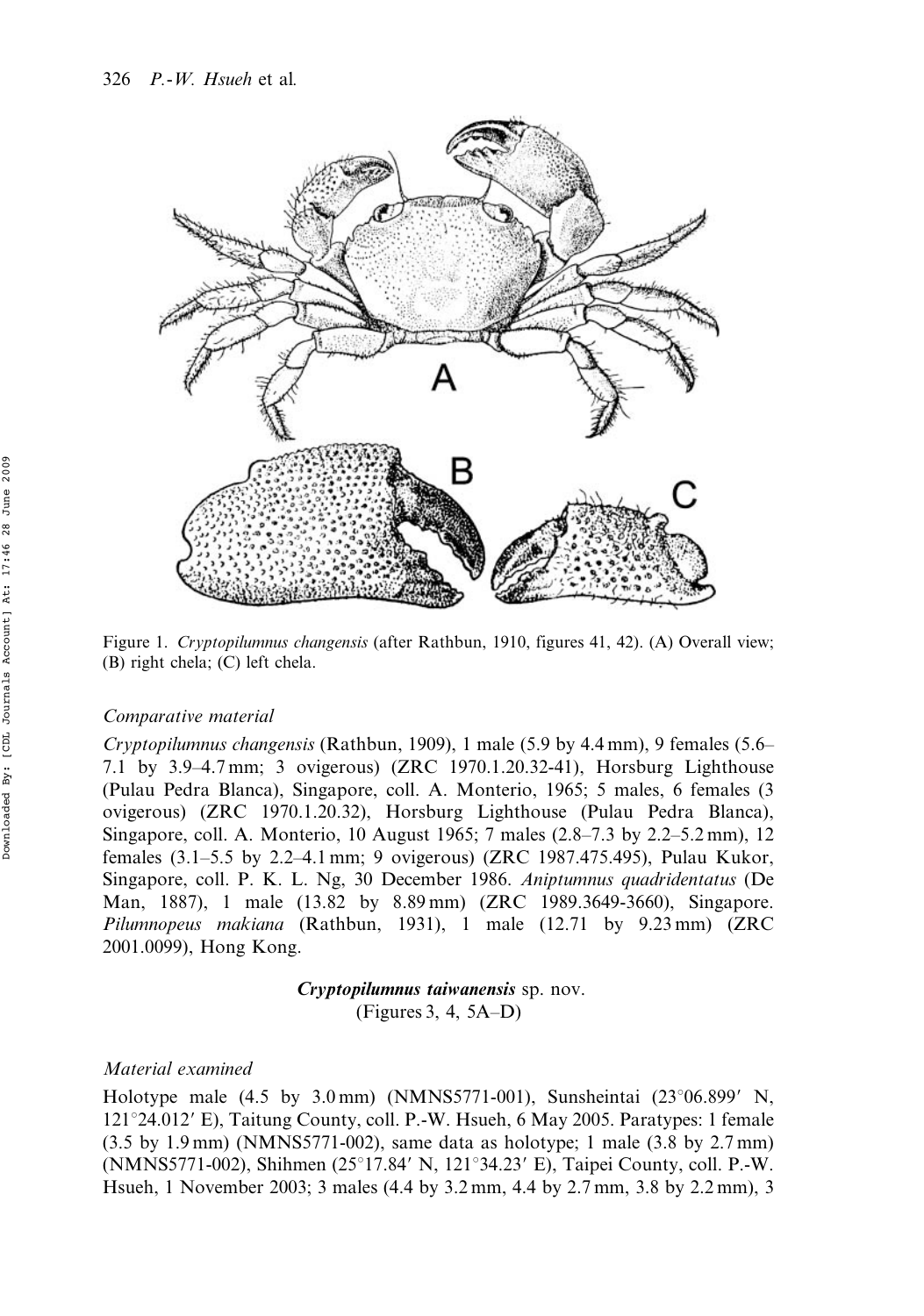Figure 1. *Cryptopilumnus changensis* (after Rathbun, 1910, figures 41, 42). (A) Overall view; (B) right chela; (C) left chela.

### *Comparative material*

*Cryptopilumnus changensis* (Rathbun, 1909), 1 male (5.9 by 4.4 mm), 9 females (5.6–7.1 by 3.9–4.7 mm; 3 ovigerous) (ZRC 1970.1.20.32-41), Horsburg Lighthouse (Pulau Pedra Blanca), Singapore, coll. A. Monterio, 1965; 5 males, 6 females (3 ovigerous) (ZRC 1970.1.20.32), Horsburg Lighthouse (Pulau Pedra Blanca), Singapore, coll. A. Monterio, 10 August 1965; 7 males (2.8–7.3 by 2.2–5.2 mm), 12 females (3.1–5.5 by 2.2–4.1 mm; 9 ovigerous) (ZRC 1987.475.495), Pulau Kukor, Singapore, coll. P. K. L. Ng, 30 December 1986. *Aniptumnus quadridentatus* (De Man, 1887), 1 male (13.82 by 8.89 mm) (ZRC 1989.3649-3660), Singapore. *Pilumnopeus makiana* (Rathbun, 1931), 1 male (12.71 by 9.23 mm) (ZRC 2001.0099), Hong Kong.

## ***Cryptopilumnus taiwanensis* sp. nov.**

(Figures 3, 4, 5A–D)

### *Material examined*

Holotype male (4.5 by 3.0 mm) (NMNS5771-001), Sunsheintai (23°06.899′ N, 121°24.012′ E), Taitung County, coll. P.-W. Hsueh, 6 May 2005. Paratypes: 1 female (3.5 by 1.9 mm) (NMNS5771-002), same data as holotype; 1 male (3.8 by 2.7 mm) (NMNS5771-002), Shihmen (25°17.84′ N, 121°34.23′ E), Taipei County, coll. P.-W. Hsueh, 1 November 2003; 3 males (4.4 by 3.2 mm, 4.4 by 2.7 mm, 3.8 by 2.2 mm), 3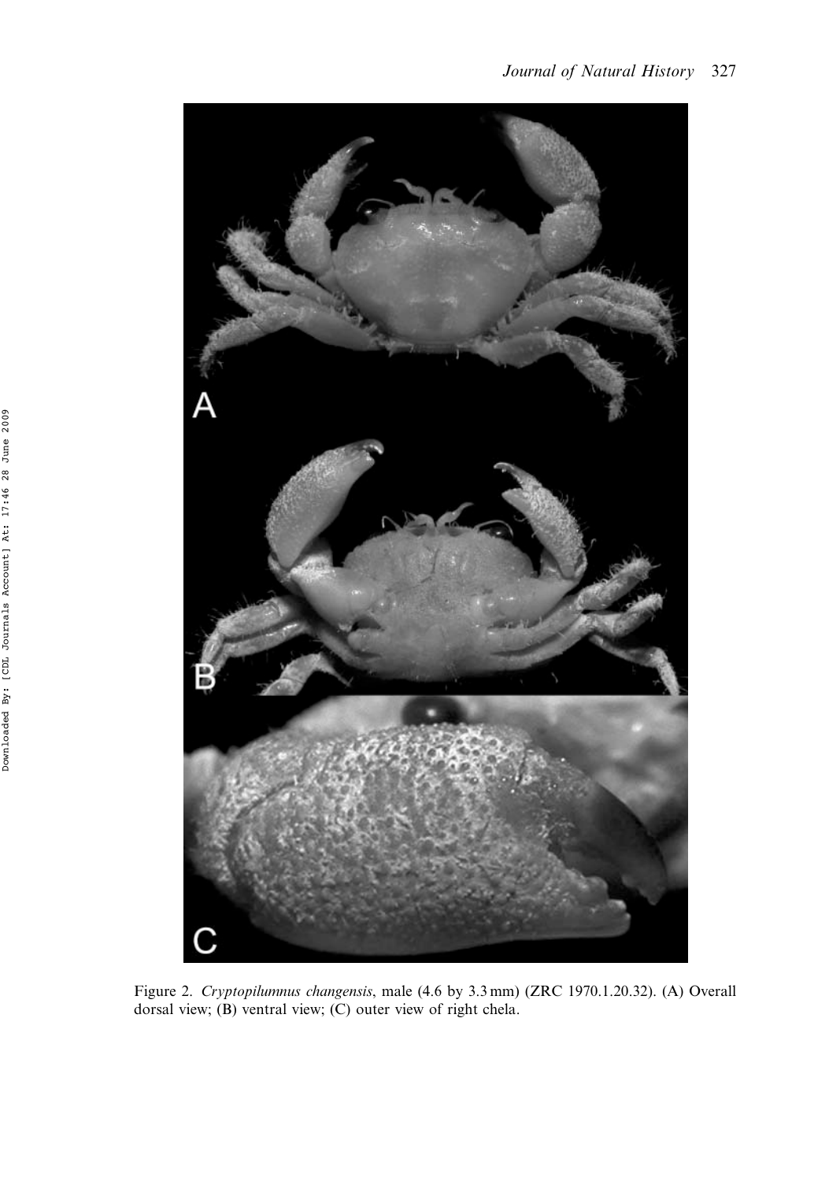Figure 2. *Cryptopilumnus changensis*, male (4.6 by 3.3 mm) (ZRC 1970.1.20.32). (A) Overall dorsal view; (B) ventral view; (C) outer view of right chela.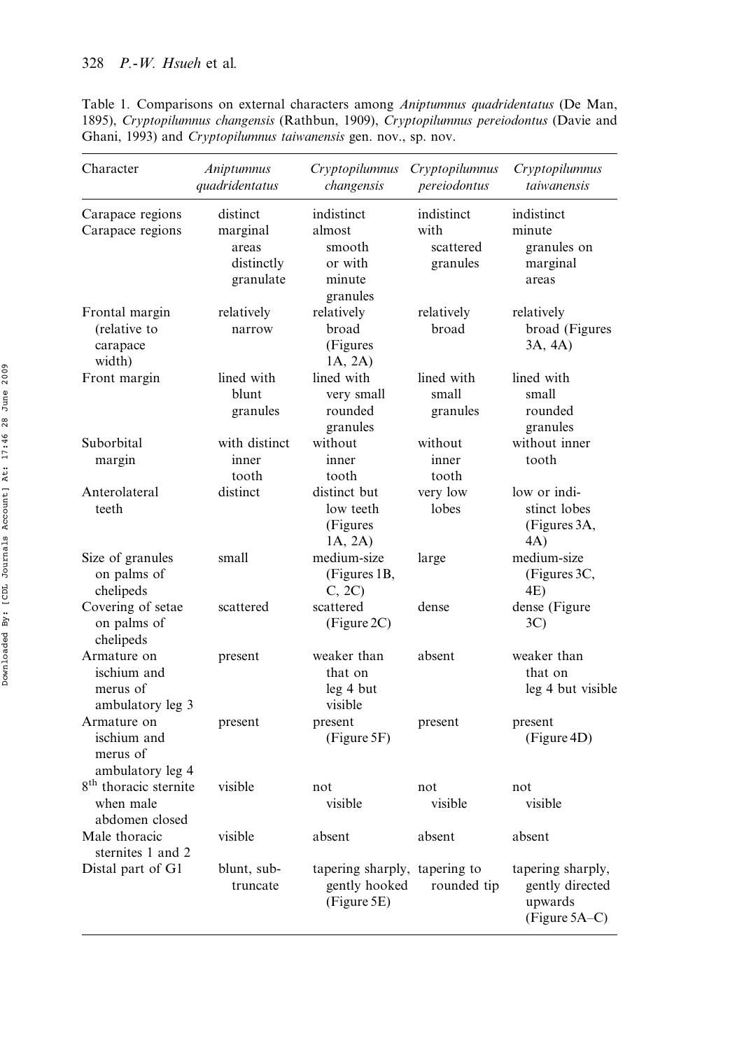Table 1. Comparisons on external characters among *Aniptumnus quadridentatus* (De Man, 1895), *Cryptopilumnus changensis* (Rathbun, 1909), *Cryptopilumnus pereiodontus* (Davie and Ghani, 1993) and *Cryptopilumnus taiwanensis* gen. nov., sp. nov.

| Character | *Aniptumnus quadridentatus* | *Cryptopilumnus changensis* | *Cryptopilumnus pereiodontus* | *Cryptopilumnus taiwanensis* |
|---|---|---|---|---|
| Carapace regions | distinct | indistinct | indistinct | indistinct |
| Carapace regions | marginal areas distinctly granulate | almost smooth or with minute granules | with scattered granules | minute granules on marginal areas |
| Frontal margin (relative to carapace width) | relatively narrow | relatively broad (Figures 1A, 2A) | relatively broad | relatively broad (Figures 3A, 4A) |
| Front margin | lined with blunt granules | lined with very small rounded granules | lined with small granules | lined with small rounded granules |
| Suborbital margin | with distinct inner tooth | without inner tooth | without inner tooth | without inner tooth |
| Anterolateral teeth | distinct | distinct but low teeth (Figures 1A, 2A) | very low lobes | low or indistinct lobes (Figures 3A, 4A) |
| Size of granules on palms of chelipeds | small | medium-size (Figures 1B, C, 2C) | large | medium-size (Figures 3C, 4E) |
| Covering of setae on palms of chelipeds | scattered | scattered (Figure 2C) | dense | dense (Figure 3C) |
| Armature on ischium and merus of ambulatory leg 3 | present | weaker than that on leg 4 but visible | absent | weaker than that on leg 4 but visible |
| Armature on ischium and merus of ambulatory leg 4 | present | present (Figure 5F) | present | present (Figure 4D) |
| 8th thoracic sternite when male abdomen closed | visible | not visible | not visible | not visible |
| Male thoracic sternites 1 and 2 | visible | absent | absent | absent |
| Distal part of G1 | blunt, sub-truncate | tapering sharply, gently hooked (Figure 5E) | tapering to rounded tip | tapering sharply, gently directed upwards (Figure 5A–C) |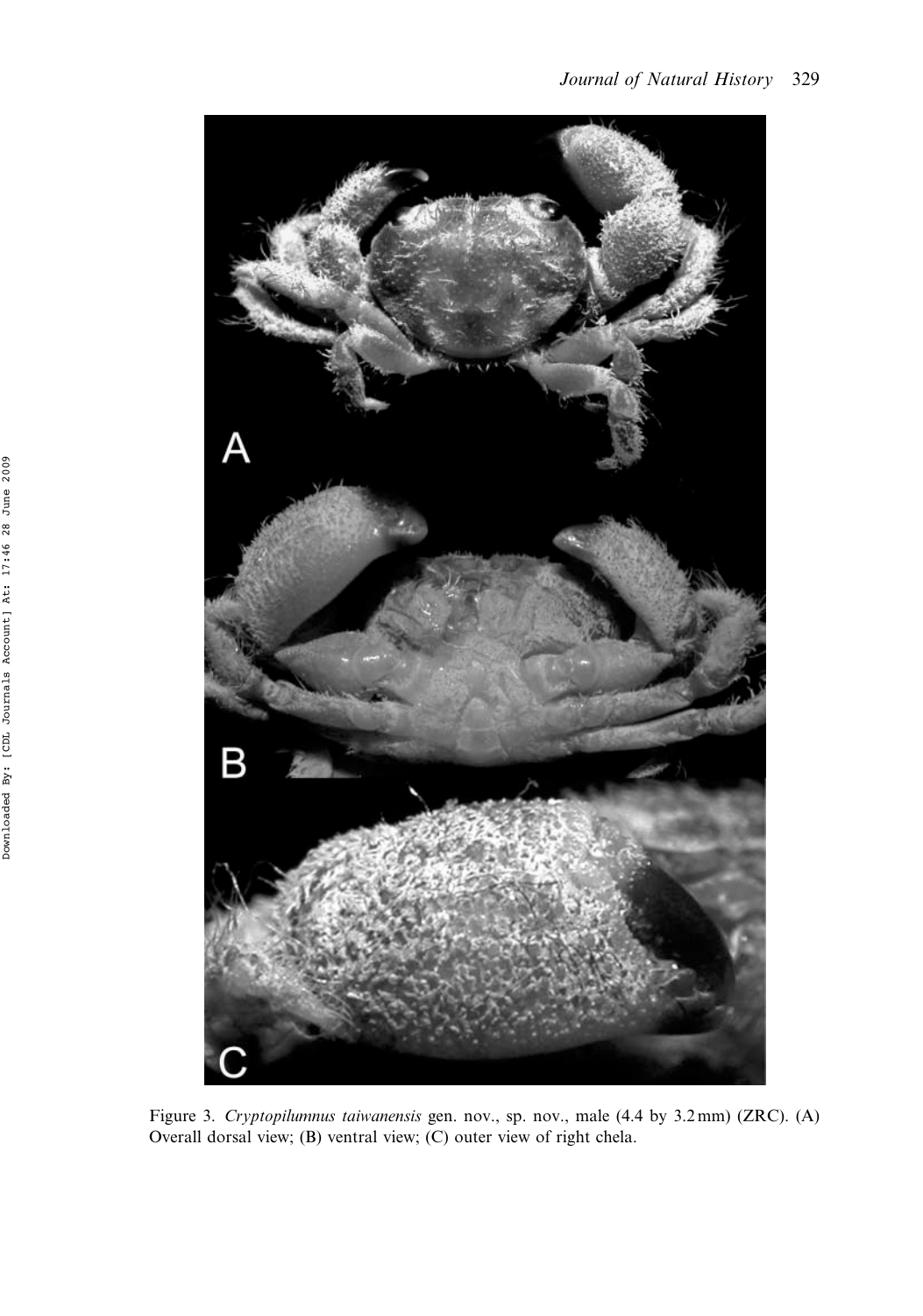Figure 3. *Cryptopilumnus taiwanensis* gen. nov., sp. nov., male (4.4 by 3.2 mm) (ZRC). (A) Overall dorsal view; (B) ventral view; (C) outer view of right chela.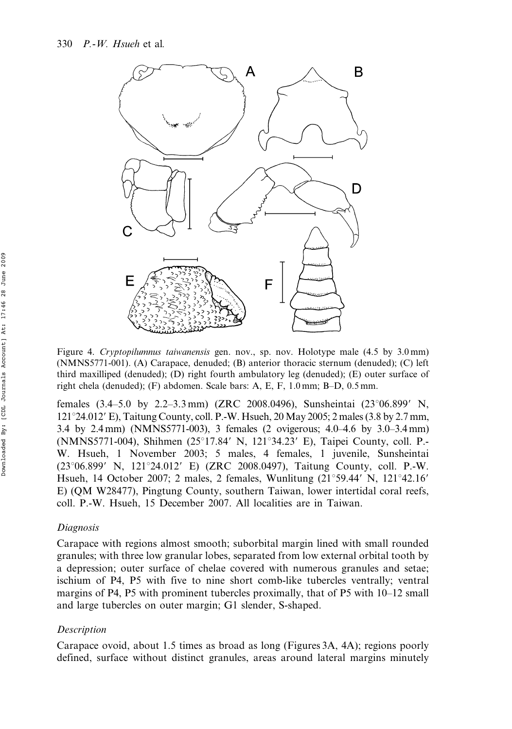Figure 4. *Cryptopilumnus taiwanensis* gen. nov., sp. nov. Holotype male (4.5 by 3.0 mm) (NMNS5771-001). (A) Carapace, denuded; (B) anterior thoracic sternum (denuded); (C) left third maxilliped (denuded); (D) right fourth ambulatory leg (denuded); (E) outer surface of right chela (denuded); (F) abdomen. Scale bars: A, E, F, 1.0 mm; B–D, 0.5 mm.

females (3.4–5.0 by 2.2–3.3 mm) (ZRC 2008.0496), Sunsheintai (23°06.899′ N, 121°24.012′ E), Taitung County, coll. P.-W. Hsueh, 20 May 2005; 2 males (3.8 by 2.7 mm, 3.4 by 2.4 mm) (NMNS5771-003), 3 females (2 ovigerous; 4.0–4.6 by 3.0–3.4 mm) (NMNS5771-004), Shihmen (25°17.84′ N, 121°34.23′ E), Taipei County, coll. P.-W. Hsueh, 1 November 2003; 5 males, 4 females, 1 juvenile, Sunsheintai (23°06.899′ N, 121°24.012′ E) (ZRC 2008.0497), Taitung County, coll. P.-W. Hsueh, 14 October 2007; 2 males, 2 females, Wunlitung (21°59.44′ N, 121°42.16′ E) (QM W28477), Pingtung County, southern Taiwan, lower intertidal coral reefs, coll. P.-W. Hsueh, 15 December 2007. All localities are in Taiwan.

### *Diagnosis*

Carapace with regions almost smooth; suborbital margin lined with small rounded granules; with three low granular lobes, separated from low external orbital tooth by a depression; outer surface of chelae covered with numerous granules and setae; ischium of P4, P5 with five to nine short comb-like tubercles ventrally; ventral margins of P4, P5 with prominent tubercles proximally, that of P5 with 10–12 small and large tubercles on outer margin; G1 slender, S-shaped.

### *Description*

Carapace ovoid, about 1.5 times as broad as long (Figures 3A, 4A); regions poorly defined, surface without distinct granules, areas around lateral margins minutely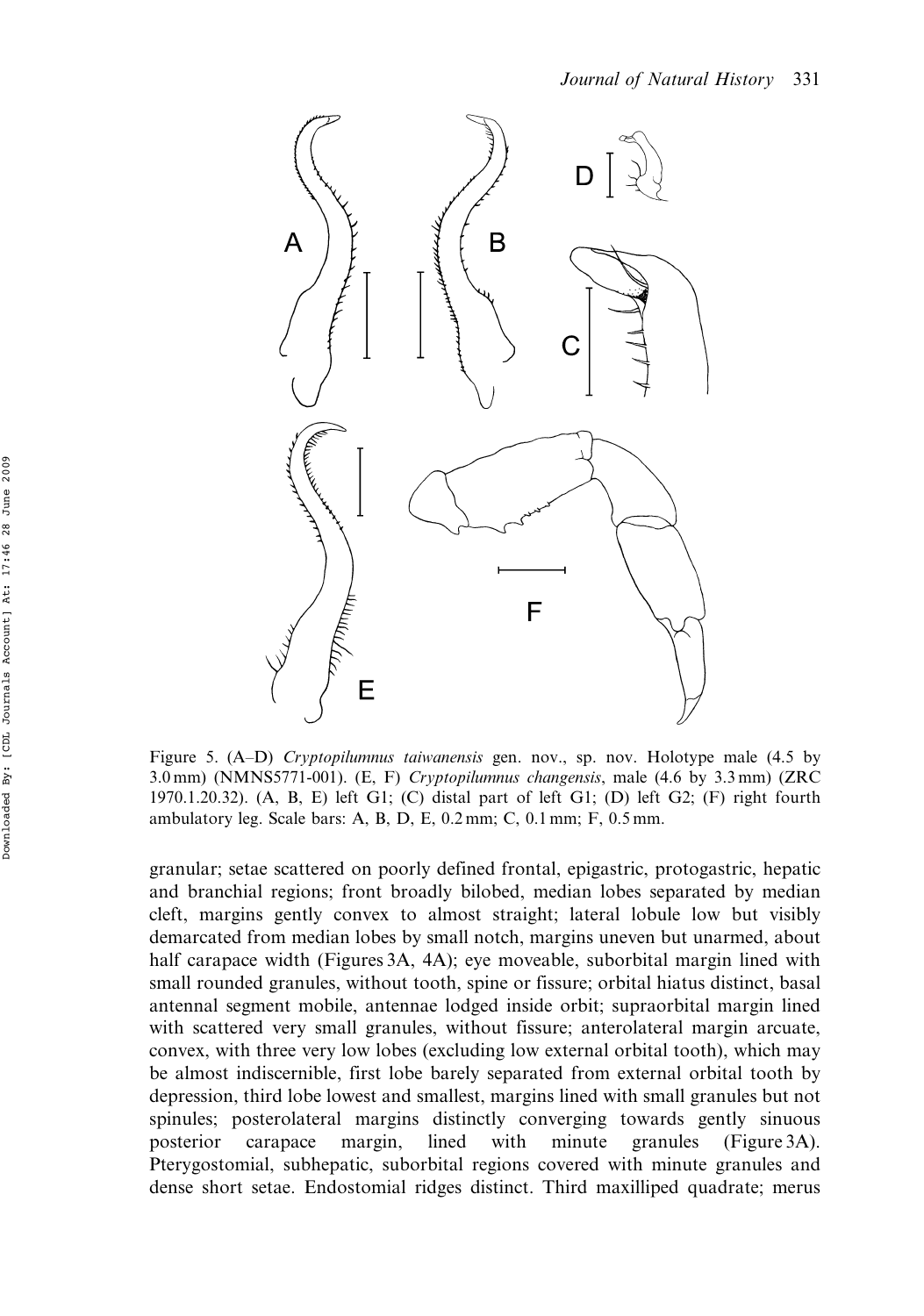Figure 5. (A–D) *Cryptopilumnus taiwanensis* gen. nov., sp. nov. Holotype male (4.5 by 3.0 mm) (NMNS5771-001). (E, F) *Cryptopilumnus changensis*, male (4.6 by 3.3 mm) (ZRC 1970.1.20.32). (A, B, E) left G1; (C) distal part of left G1; (D) left G2; (F) right fourth ambulatory leg. Scale bars: A, B, D, E, 0.2 mm; C, 0.1 mm; F, 0.5 mm.

granular; setae scattered on poorly defined frontal, epigastric, protogastric, hepatic and branchial regions; front broadly bilobed, median lobes separated by median cleft, margins gently convex to almost straight; lateral lobule low but visibly demarcated from median lobes by small notch, margins uneven but unarmed, about half carapace width (Figures 3A, 4A); eye moveable, suborbital margin lined with small rounded granules, without tooth, spine or fissure; orbital hiatus distinct, basal antennal segment mobile, antennae lodged inside orbit; supraorbital margin lined with scattered very small granules, without fissure; anterolateral margin arcuate, convex, with three very low lobes (excluding low external orbital tooth), which may be almost indiscernible, first lobe barely separated from external orbital tooth by depression, third lobe lowest and smallest, margins lined with small granules but not spinules; posterolateral margins distinctly converging towards gently sinuous posterior carapace margin, lined with minute granules (Figure 3A). Pterygostomial, subhepatic, suborbital regions covered with minute granules and dense short setae. Endostomial ridges distinct. Third maxilliped quadrate; merus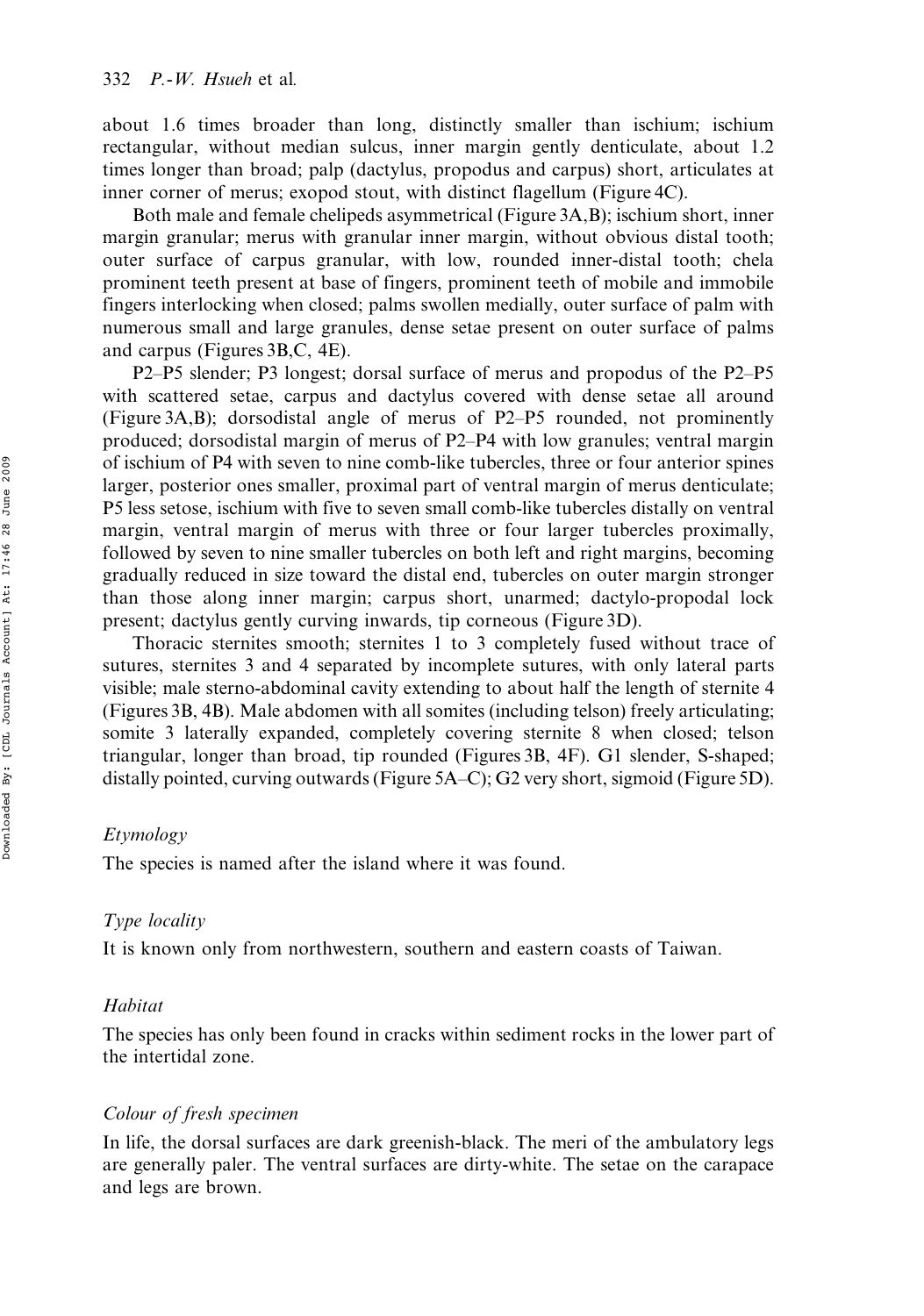about 1.6 times broader than long, distinctly smaller than ischium; ischium rectangular, without median sulcus, inner margin gently denticulate, about 1.2 times longer than broad; palp (dactylus, propodus and carpus) short, articulates at inner corner of merus; exopod stout, with distinct flagellum (Figure 4C).

Both male and female chelipeds asymmetrical (Figure 3A,B); ischium short, inner margin granular; merus with granular inner margin, without obvious distal tooth; outer surface of carpus granular, with low, rounded inner-distal tooth; chela prominent teeth present at base of fingers, prominent teeth of mobile and immobile fingers interlocking when closed; palms swollen medially, outer surface of palm with numerous small and large granules, dense setae present on outer surface of palms and carpus (Figures 3B,C, 4E).

P2–P5 slender; P3 longest; dorsal surface of merus and propodus of the P2–P5 with scattered setae, carpus and dactylus covered with dense setae all around (Figure 3A,B); dorsodistal angle of merus of P2–P5 rounded, not prominently produced; dorsodistal margin of merus of P2–P4 with low granules; ventral margin of ischium of P4 with seven to nine comb-like tubercles, three or four anterior spines larger, posterior ones smaller, proximal part of ventral margin of merus denticulate; P5 less setose, ischium with five to seven small comb-like tubercles distally on ventral margin, ventral margin of merus with three or four larger tubercles proximally, followed by seven to nine smaller tubercles on both left and right margins, becoming gradually reduced in size toward the distal end, tubercles on outer margin stronger than those along inner margin; carpus short, unarmed; dactylo-propodal lock present; dactylus gently curving inwards, tip corneous (Figure 3D).

Thoracic sternites smooth; sternites 1 to 3 completely fused without trace of sutures, sternites 3 and 4 separated by incomplete sutures, with only lateral parts visible; male sterno-abdominal cavity extending to about half the length of sternite 4 (Figures 3B, 4B). Male abdomen with all somites (including telson) freely articulating; somite 3 laterally expanded, completely covering sternite 8 when closed; telson triangular, longer than broad, tip rounded (Figures 3B, 4F). G1 slender, S-shaped; distally pointed, curving outwards (Figure 5A–C); G2 very short, sigmoid (Figure 5D).

### *Etymology*

The species is named after the island where it was found.

### *Type locality*

It is known only from northwestern, southern and eastern coasts of Taiwan.

### *Habitat*

The species has only been found in cracks within sediment rocks in the lower part of the intertidal zone.

### *Colour of fresh specimen*

In life, the dorsal surfaces are dark greenish-black. The meri of the ambulatory legs are generally paler. The ventral surfaces are dirty-white. The setae on the carapace and legs are brown.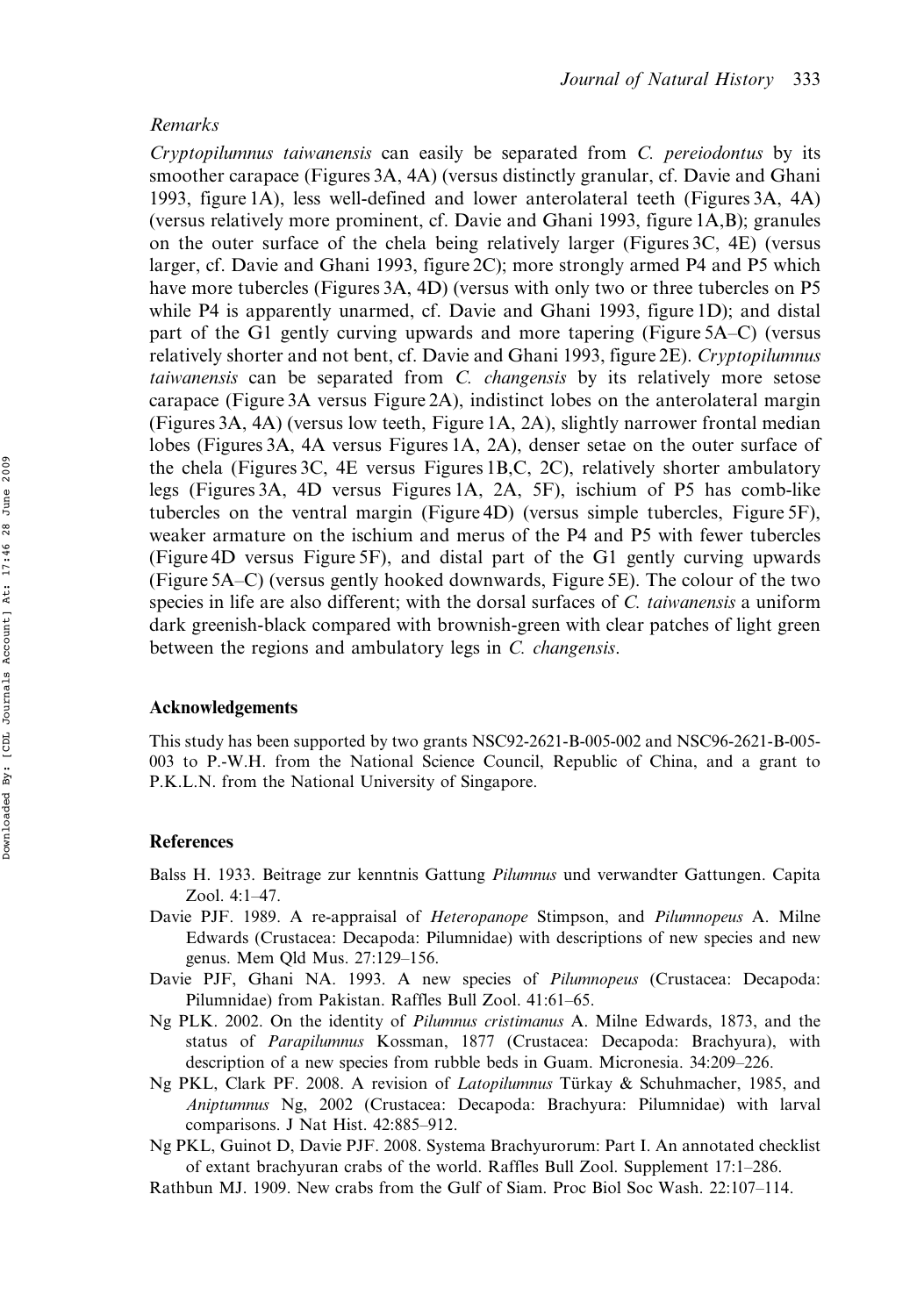### Remarks

*Cryptopilumnus taiwanensis* can easily be separated from *C. pereiodontus* by its smoother carapace (Figures 3A, 4A) (versus distinctly granular, cf. Davie and Ghani 1993, figure 1A), less well-defined and lower anterolateral teeth (Figures 3A, 4A) (versus relatively more prominent, cf. Davie and Ghani 1993, figure 1A,B); granules on the outer surface of the chela being relatively larger (Figures 3C, 4E) (versus larger, cf. Davie and Ghani 1993, figure 2C); more strongly armed P4 and P5 which have more tubercles (Figures 3A, 4D) (versus with only two or three tubercles on P5 while P4 is apparently unarmed, cf. Davie and Ghani 1993, figure 1D); and distal part of the G1 gently curving upwards and more tapering (Figure 5A–C) (versus relatively shorter and not bent, cf. Davie and Ghani 1993, figure 2E). *Cryptopilumnus taiwanensis* can be separated from *C. changensis* by its relatively more setose carapace (Figure 3A versus Figure 2A), indistinct lobes on the anterolateral margin (Figures 3A, 4A) (versus low teeth, Figure 1A, 2A), slightly narrower frontal median lobes (Figures 3A, 4A versus Figures 1A, 2A), denser setae on the outer surface of the chela (Figures 3C, 4E versus Figures 1B,C, 2C), relatively shorter ambulatory legs (Figures 3A, 4D versus Figures 1A, 2A, 5F), ischium of P5 has comb-like tubercles on the ventral margin (Figure 4D) (versus simple tubercles, Figure 5F), weaker armature on the ischium and merus of the P4 and P5 with fewer tubercles (Figure 4D versus Figure 5F), and distal part of the G1 gently curving upwards (Figure 5A–C) (versus gently hooked downwards, Figure 5E). The colour of the two species in life are also different; with the dorsal surfaces of *C. taiwanensis* a uniform dark greenish-black compared with brownish-green with clear patches of light green between the regions and ambulatory legs in *C. changensis*.

## Acknowledgements

This study has been supported by two grants NSC92-2621-B-005-002 and NSC96-2621-B-005-003 to P.-W.H. from the National Science Council, Republic of China, and a grant to P.K.L.N. from the National University of Singapore.

## References

Balss H. 1933. Beitrage zur kenntnis Gattung *Pilumnus* und verwandter Gattungen. Capita Zool. 4:1–47.

Davie PJF. 1989. A re-appraisal of *Heteropanope* Stimpson, and *Pilumnopeus* A. Milne Edwards (Crustacea: Decapoda: Pilumnidae) with descriptions of new species and new genus. Mem Qld Mus. 27:129–156.

Davie PJF, Ghani NA. 1993. A new species of *Pilumnopeus* (Crustacea: Decapoda: Pilumnidae) from Pakistan. Raffles Bull Zool. 41:61–65.

Ng PLK. 2002. On the identity of *Pilumnus cristimanus* A. Milne Edwards, 1873, and the status of *Parapilumnus* Kossman, 1877 (Crustacea: Decapoda: Brachyura), with description of a new species from rubble beds in Guam. Micronesia. 34:209–226.

Ng PKL, Clark PF. 2008. A revision of *Latopilumnus* Türkay & Schuhmacher, 1985, and *Aniptumnus* Ng, 2002 (Crustacea: Decapoda: Brachyura: Pilumnidae) with larval comparisons. J Nat Hist. 42:885–912.

Ng PKL, Guinot D, Davie PJF. 2008. Systema Brachyurorum: Part I. An annotated checklist of extant brachyuran crabs of the world. Raffles Bull Zool. Supplement 17:1–286.

Rathbun MJ. 1909. New crabs from the Gulf of Siam. Proc Biol Soc Wash. 22:107–114.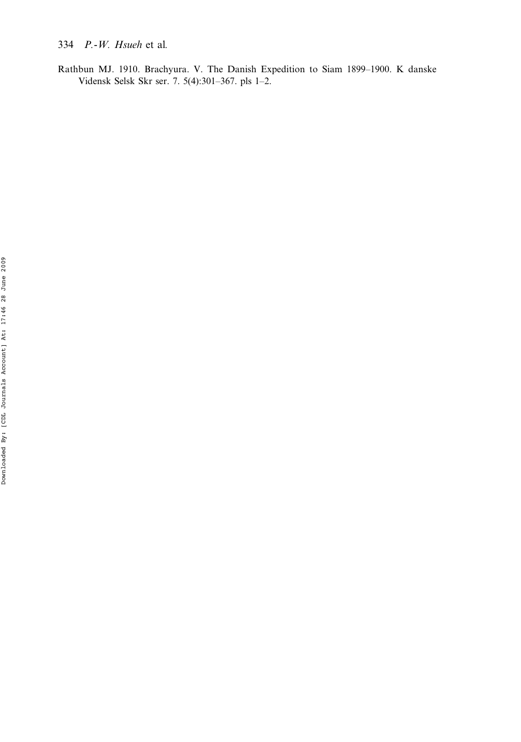Rathbun MJ. 1910. Brachyura. V. The Danish Expedition to Siam 1899–1900. K danske Vidensk Selsk Skr ser. 7. 5(4):301–367. pls 1–2.